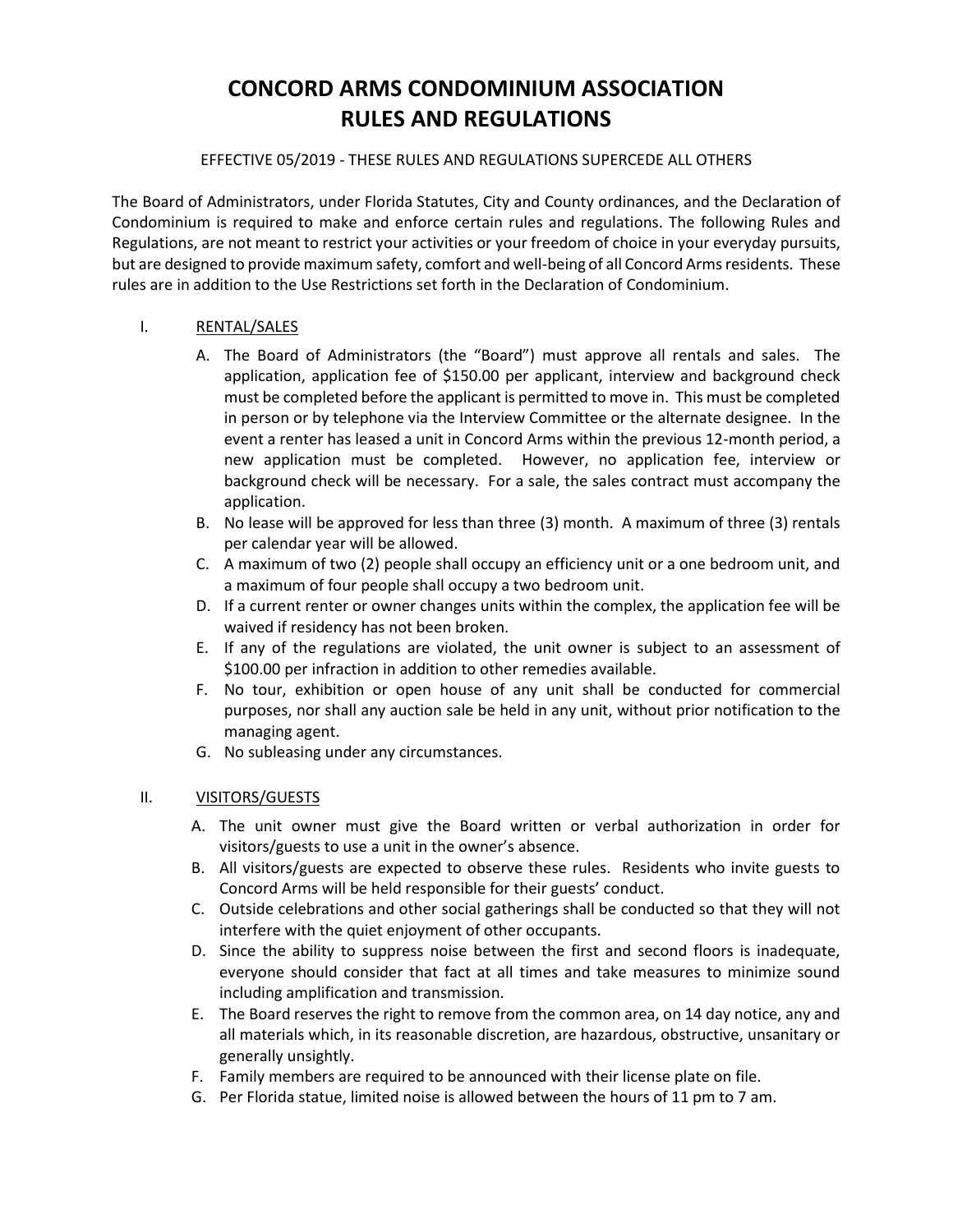# CONCORD ARMS CONDOMINIUM ASSOCIATION
# RULES AND REGULATIONS

EFFECTIVE 05/2019 - THESE RULES AND REGULATIONS SUPERCEDE ALL OTHERS

The Board of Administrators, under Florida Statutes, City and County ordinances, and the Declaration of Condominium is required to make and enforce certain rules and regulations. The following Rules and Regulations, are not meant to restrict your activities or your freedom of choice in your everyday pursuits, but are designed to provide maximum safety, comfort and well-being of all Concord Arms residents. These rules are in addition to the Use Restrictions set forth in the Declaration of Condominium.

I. RENTAL/SALES

A. The Board of Administrators (the "Board") must approve all rentals and sales. The application, application fee of $150.00 per applicant, interview and background check must be completed before the applicant is permitted to move in. This must be completed in person or by telephone via the Interview Committee or the alternate designee. In the event a renter has leased a unit in Concord Arms within the previous 12-month period, a new application must be completed. However, no application fee, interview or background check will be necessary. For a sale, the sales contract must accompany the application.

B. No lease will be approved for less than three (3) month. A maximum of three (3) rentals per calendar year will be allowed.

C. A maximum of two (2) people shall occupy an efficiency unit or a one bedroom unit, and a maximum of four people shall occupy a two bedroom unit.

D. If a current renter or owner changes units within the complex, the application fee will be waived if residency has not been broken.

E. If any of the regulations are violated, the unit owner is subject to an assessment of $100.00 per infraction in addition to other remedies available.

F. No tour, exhibition or open house of any unit shall be conducted for commercial purposes, nor shall any auction sale be held in any unit, without prior notification to the managing agent.

G. No subleasing under any circumstances.

II. VISITORS/GUESTS

A. The unit owner must give the Board written or verbal authorization in order for visitors/guests to use a unit in the owner's absence.

B. All visitors/guests are expected to observe these rules. Residents who invite guests to Concord Arms will be held responsible for their guests' conduct.

C. Outside celebrations and other social gatherings shall be conducted so that they will not interfere with the quiet enjoyment of other occupants.

D. Since the ability to suppress noise between the first and second floors is inadequate, everyone should consider that fact at all times and take measures to minimize sound including amplification and transmission.

E. The Board reserves the right to remove from the common area, on 14 day notice, any and all materials which, in its reasonable discretion, are hazardous, obstructive, unsanitary or generally unsightly.

F. Family members are required to be announced with their license plate on file.

G. Per Florida statue, limited noise is allowed between the hours of 11 pm to 7 am.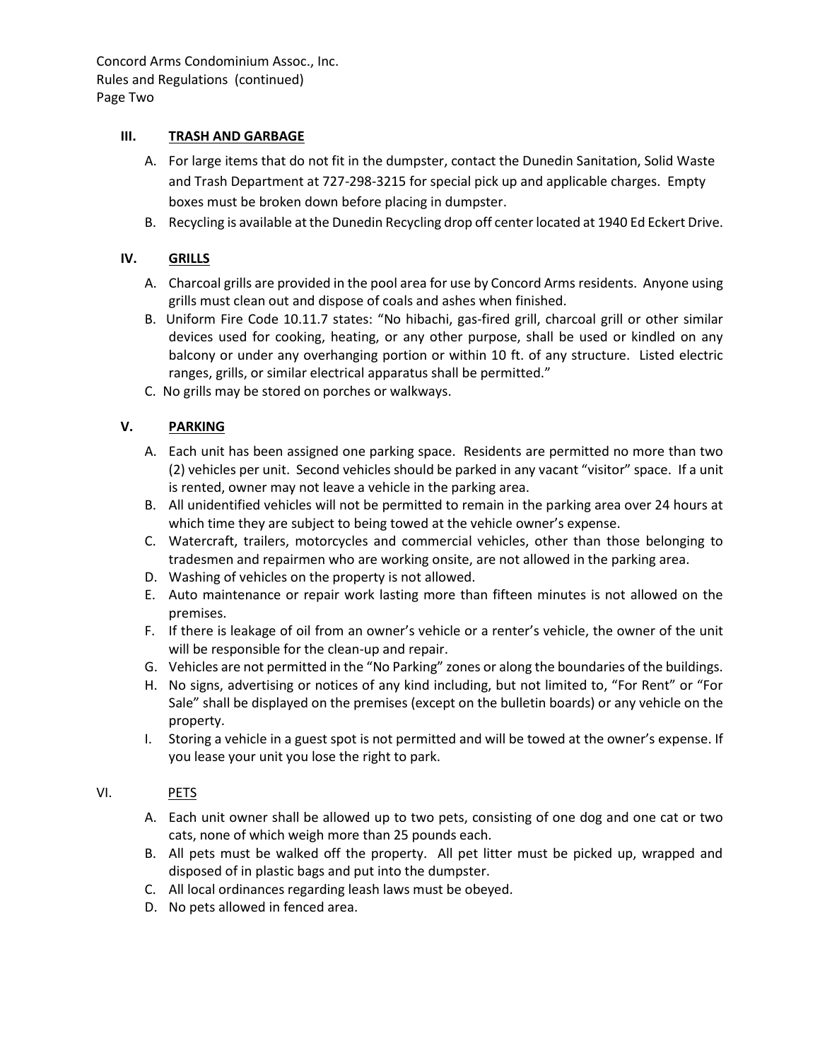### III. TRASH AND GARBAGE

A. For large items that do not fit in the dumpster, contact the Dunedin Sanitation, Solid Waste and Trash Department at 727-298-3215 for special pick up and applicable charges. Empty boxes must be broken down before placing in dumpster.

B. Recycling is available at the Dunedin Recycling drop off center located at 1940 Ed Eckert Drive.

### IV. GRILLS

A. Charcoal grills are provided in the pool area for use by Concord Arms residents. Anyone using grills must clean out and dispose of coals and ashes when finished.

B. Uniform Fire Code 10.11.7 states: "No hibachi, gas-fired grill, charcoal grill or other similar devices used for cooking, heating, or any other purpose, shall be used or kindled on any balcony or under any overhanging portion or within 10 ft. of any structure. Listed electric ranges, grills, or similar electrical apparatus shall be permitted."

C. No grills may be stored on porches or walkways.

### V. PARKING

A. Each unit has been assigned one parking space. Residents are permitted no more than two (2) vehicles per unit. Second vehicles should be parked in any vacant "visitor" space. If a unit is rented, owner may not leave a vehicle in the parking area.

B. All unidentified vehicles will not be permitted to remain in the parking area over 24 hours at which time they are subject to being towed at the vehicle owner's expense.

C. Watercraft, trailers, motorcycles and commercial vehicles, other than those belonging to tradesmen and repairmen who are working onsite, are not allowed in the parking area.

D. Washing of vehicles on the property is not allowed.

E. Auto maintenance or repair work lasting more than fifteen minutes is not allowed on the premises.

F. If there is leakage of oil from an owner's vehicle or a renter's vehicle, the owner of the unit will be responsible for the clean-up and repair.

G. Vehicles are not permitted in the "No Parking" zones or along the boundaries of the buildings.

H. No signs, advertising or notices of any kind including, but not limited to, "For Rent" or "For Sale" shall be displayed on the premises (except on the bulletin boards) or any vehicle on the property.

I. Storing a vehicle in a guest spot is not permitted and will be towed at the owner's expense. If you lease your unit you lose the right to park.

### VI. PETS

A. Each unit owner shall be allowed up to two pets, consisting of one dog and one cat or two cats, none of which weigh more than 25 pounds each.

B. All pets must be walked off the property. All pet litter must be picked up, wrapped and disposed of in plastic bags and put into the dumpster.

C. All local ordinances regarding leash laws must be obeyed.

D. No pets allowed in fenced area.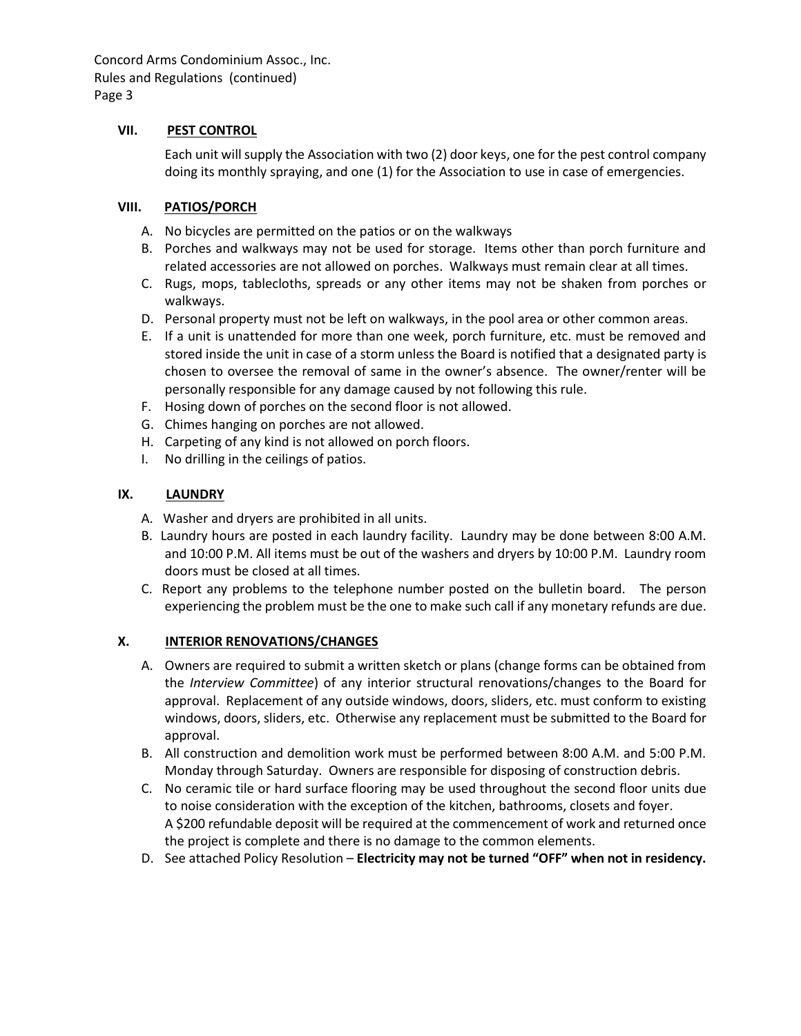## VII. PEST CONTROL

Each unit will supply the Association with two (2) door keys, one for the pest control company doing its monthly spraying, and one (1) for the Association to use in case of emergencies.

## VIII. PATIOS/PORCH

A. No bicycles are permitted on the patios or on the walkways
B. Porches and walkways may not be used for storage. Items other than porch furniture and related accessories are not allowed on porches. Walkways must remain clear at all times.
C. Rugs, mops, tablecloths, spreads or any other items may not be shaken from porches or walkways.
D. Personal property must not be left on walkways, in the pool area or other common areas.
E. If a unit is unattended for more than one week, porch furniture, etc. must be removed and stored inside the unit in case of a storm unless the Board is notified that a designated party is chosen to oversee the removal of same in the owner's absence. The owner/renter will be personally responsible for any damage caused by not following this rule.
F. Hosing down of porches on the second floor is not allowed.
G. Chimes hanging on porches are not allowed.
H. Carpeting of any kind is not allowed on porch floors.
I. No drilling in the ceilings of patios.

## IX. LAUNDRY

A. Washer and dryers are prohibited in all units.
B. Laundry hours are posted in each laundry facility. Laundry may be done between 8:00 A.M. and 10:00 P.M. All items must be out of the washers and dryers by 10:00 P.M. Laundry room doors must be closed at all times.
C. Report any problems to the telephone number posted on the bulletin board. The person experiencing the problem must be the one to make such call if any monetary refunds are due.

## X. INTERIOR RENOVATIONS/CHANGES

A. Owners are required to submit a written sketch or plans (change forms can be obtained from the *Interview Committee*) of any interior structural renovations/changes to the Board for approval. Replacement of any outside windows, doors, sliders, etc. must conform to existing windows, doors, sliders, etc. Otherwise any replacement must be submitted to the Board for approval.
B. All construction and demolition work must be performed between 8:00 A.M. and 5:00 P.M. Monday through Saturday. Owners are responsible for disposing of construction debris.
C. No ceramic tile or hard surface flooring may be used throughout the second floor units due to noise consideration with the exception of the kitchen, bathrooms, closets and foyer.
A $200 refundable deposit will be required at the commencement of work and returned once the project is complete and there is no damage to the common elements.
D. See attached Policy Resolution – **Electricity may not be turned "OFF" when not in residency.**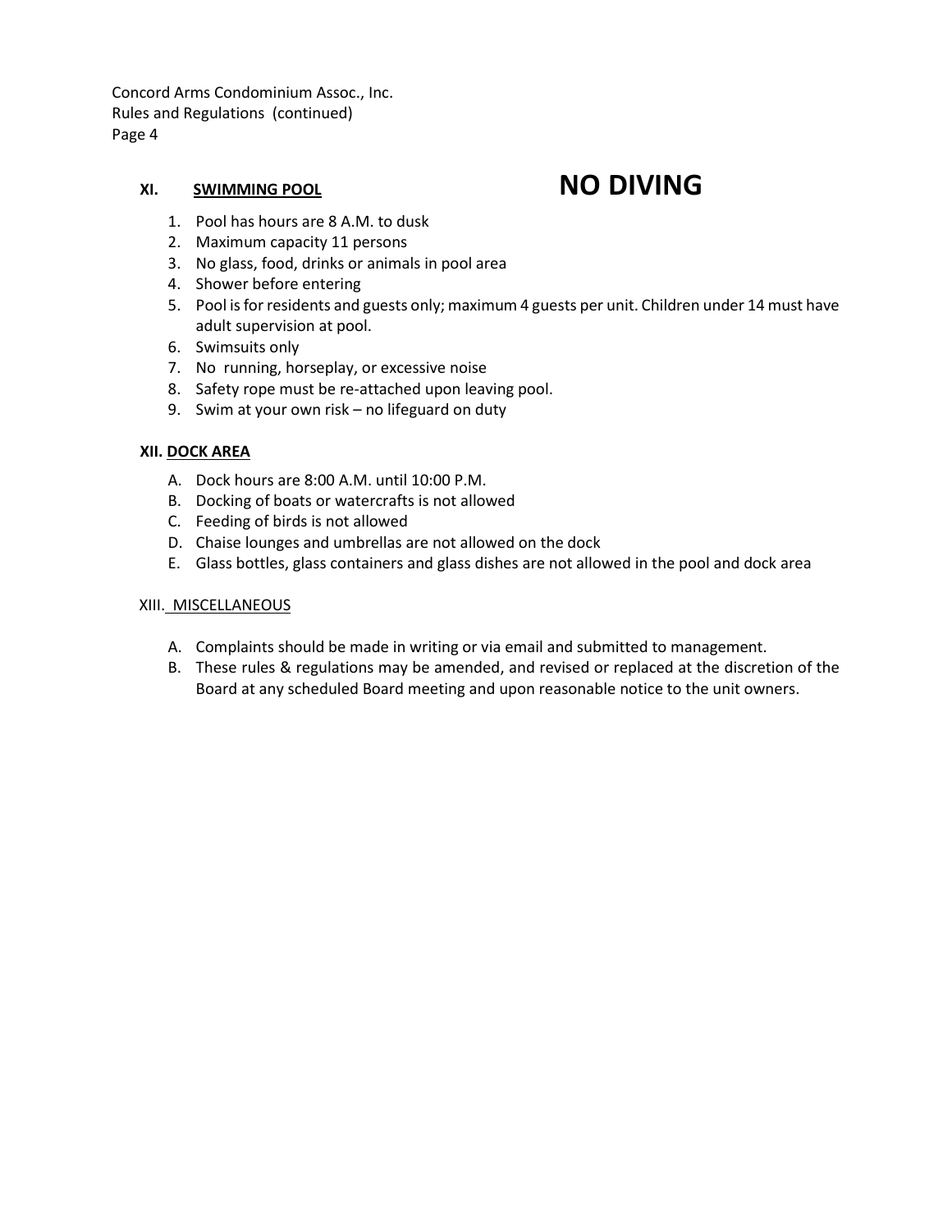## XI. SWIMMING POOL

**NO DIVING**

1. Pool has hours are 8 A.M. to dusk
2. Maximum capacity 11 persons
3. No glass, food, drinks or animals in pool area
4. Shower before entering
5. Pool is for residents and guests only; maximum 4 guests per unit. Children under 14 must have adult supervision at pool.
6. Swimsuits only
7. No running, horseplay, or excessive noise
8. Safety rope must be re-attached upon leaving pool.
9. Swim at your own risk – no lifeguard on duty

## XII. DOCK AREA

A. Dock hours are 8:00 A.M. until 10:00 P.M.
B. Docking of boats or watercrafts is not allowed
C. Feeding of birds is not allowed
D. Chaise lounges and umbrellas are not allowed on the dock
E. Glass bottles, glass containers and glass dishes are not allowed in the pool and dock area

## XIII. MISCELLANEOUS

A. Complaints should be made in writing or via email and submitted to management.
B. These rules & regulations may be amended, and revised or replaced at the discretion of the Board at any scheduled Board meeting and upon reasonable notice to the unit owners.